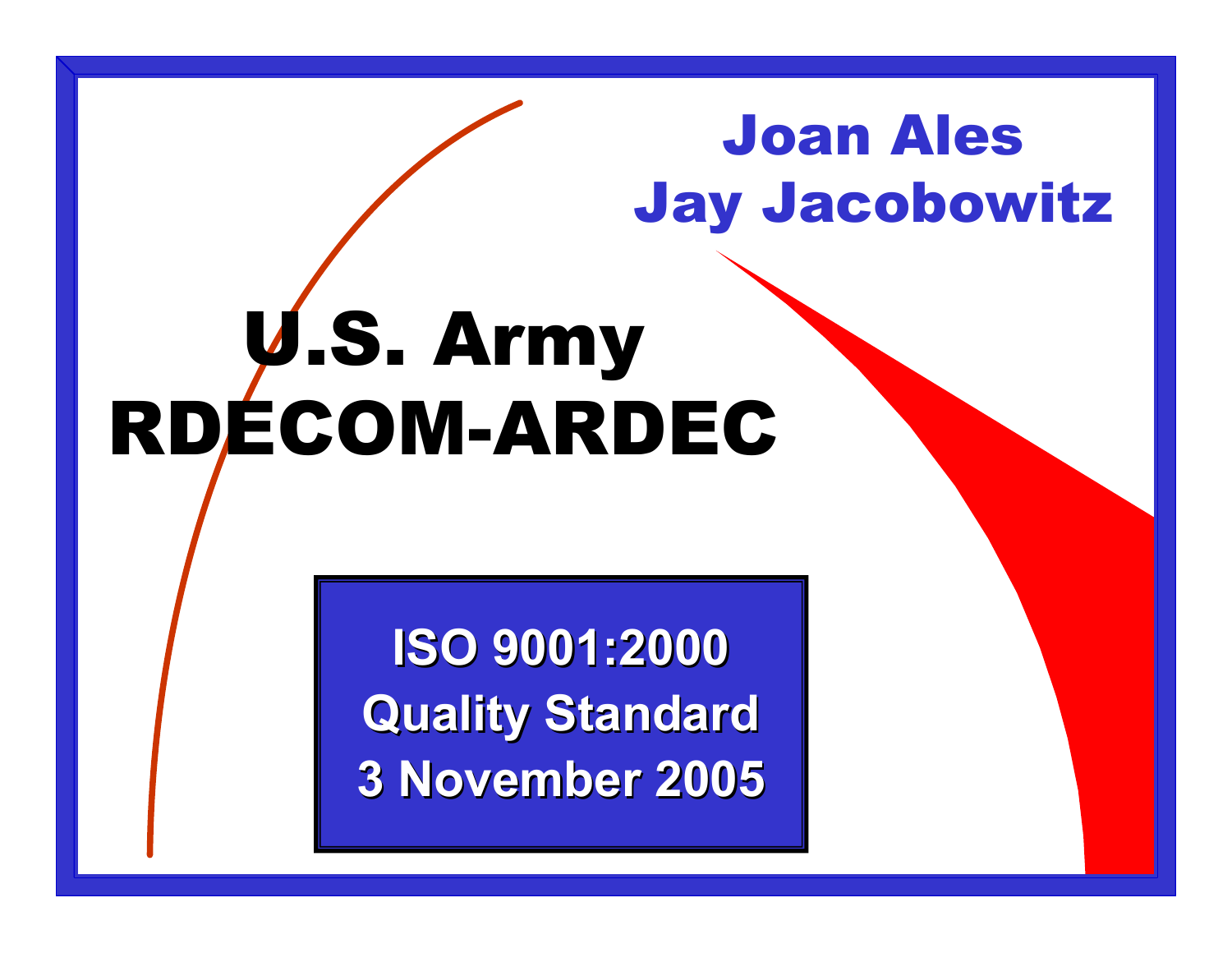Joan Ales
Jay Jacobowitz

# U.S. Army RDECOM-ARDEC

**ISO 9001:2000**
**Quality Standard**
**3 November 2005**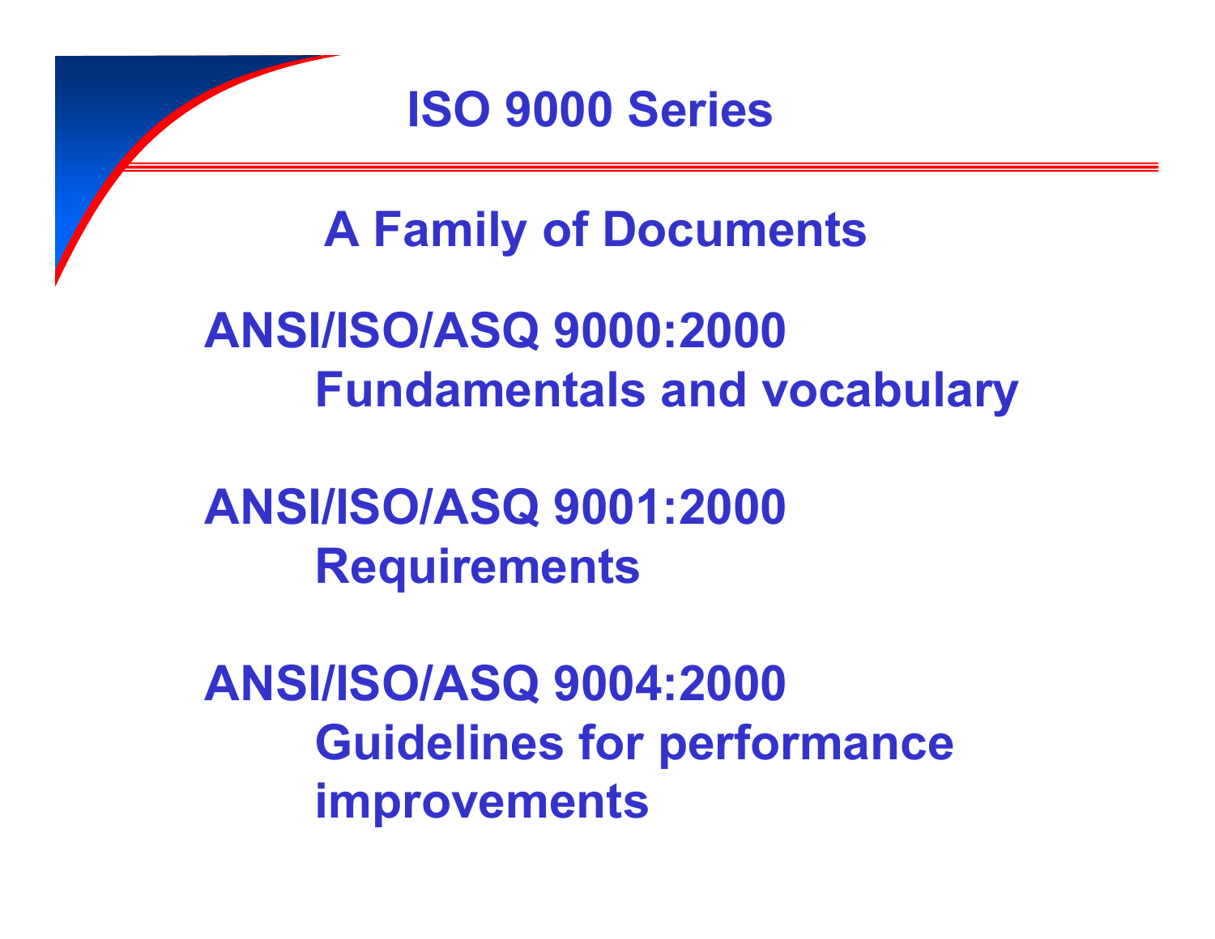# ISO 9000 Series

## A Family of Documents

**ANSI/ISO/ASQ 9000:2000**
Fundamentals and vocabulary

**ANSI/ISO/ASQ 9001:2000**
Requirements

**ANSI/ISO/ASQ 9004:2000**
Guidelines for performance improvements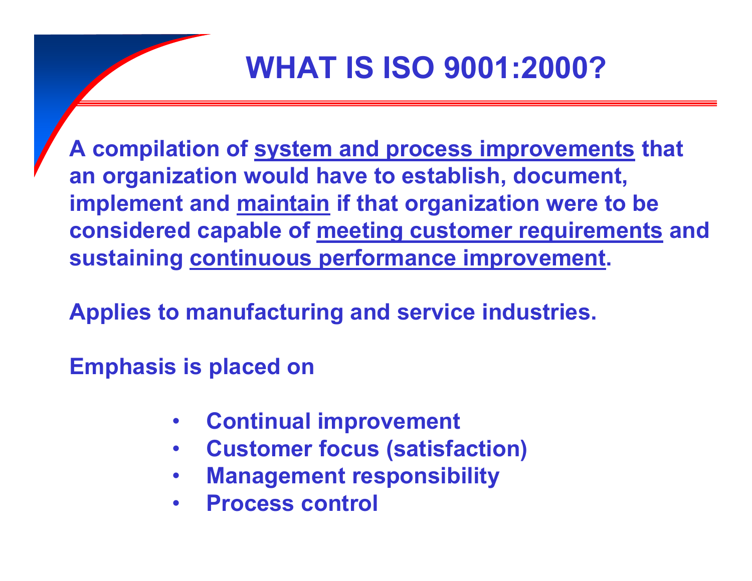# WHAT IS ISO 9001:2000?

**A compilation of <u>system and process improvements</u> that an organization would have to establish, document, implement and <u>maintain</u> if that organization were to be considered capable of <u>meeting customer requirements</u> and sustaining <u>continuous performance improvement</u>.**

**Applies to manufacturing and service industries.**

**Emphasis is placed on**

- **Continual improvement**
- **Customer focus (satisfaction)**
- **Management responsibility**
- **Process control**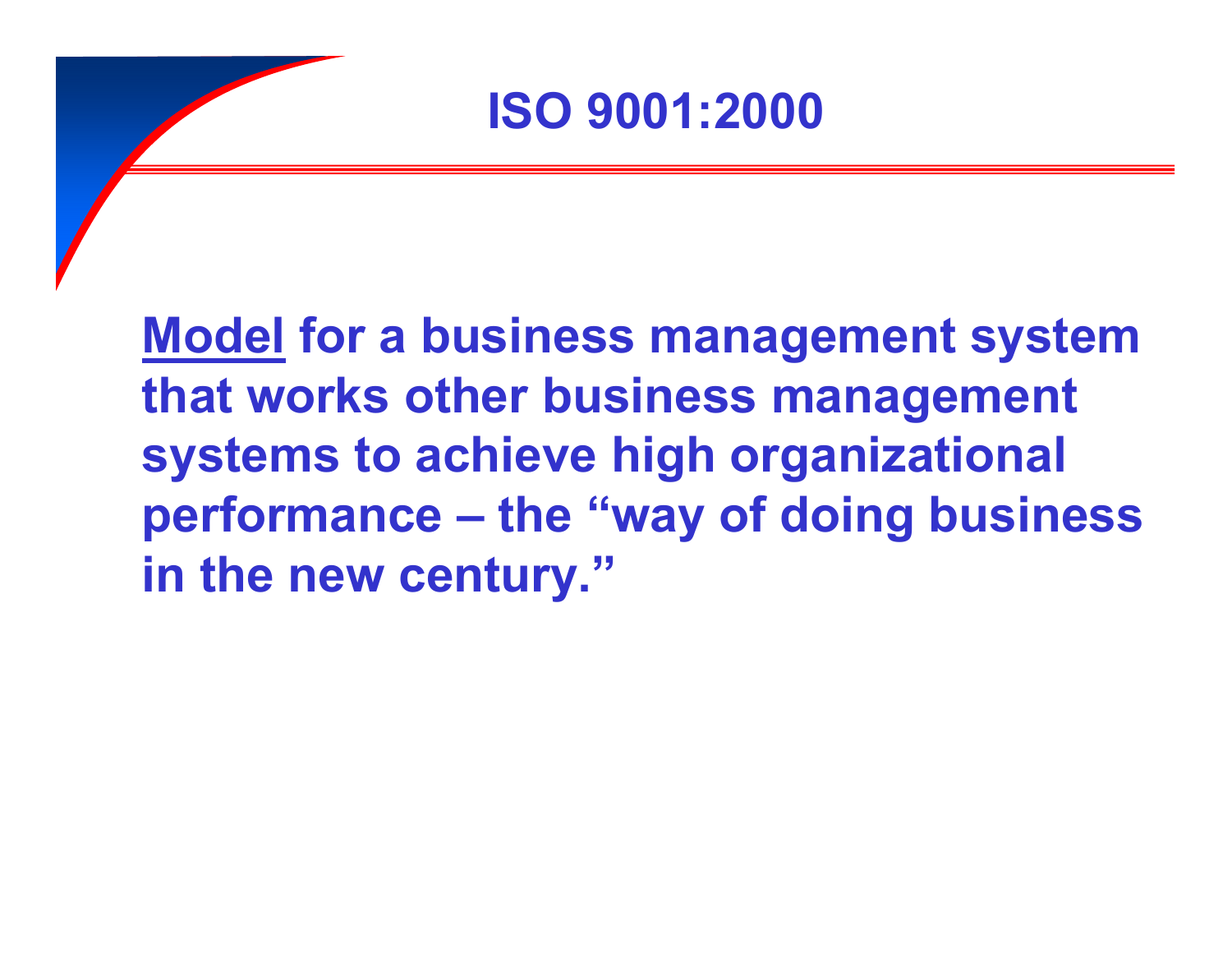# ISO 9001:2000

**<u>Model</u> for a business management system that works other business management systems to achieve high organizational performance – the "way of doing business in the new century."**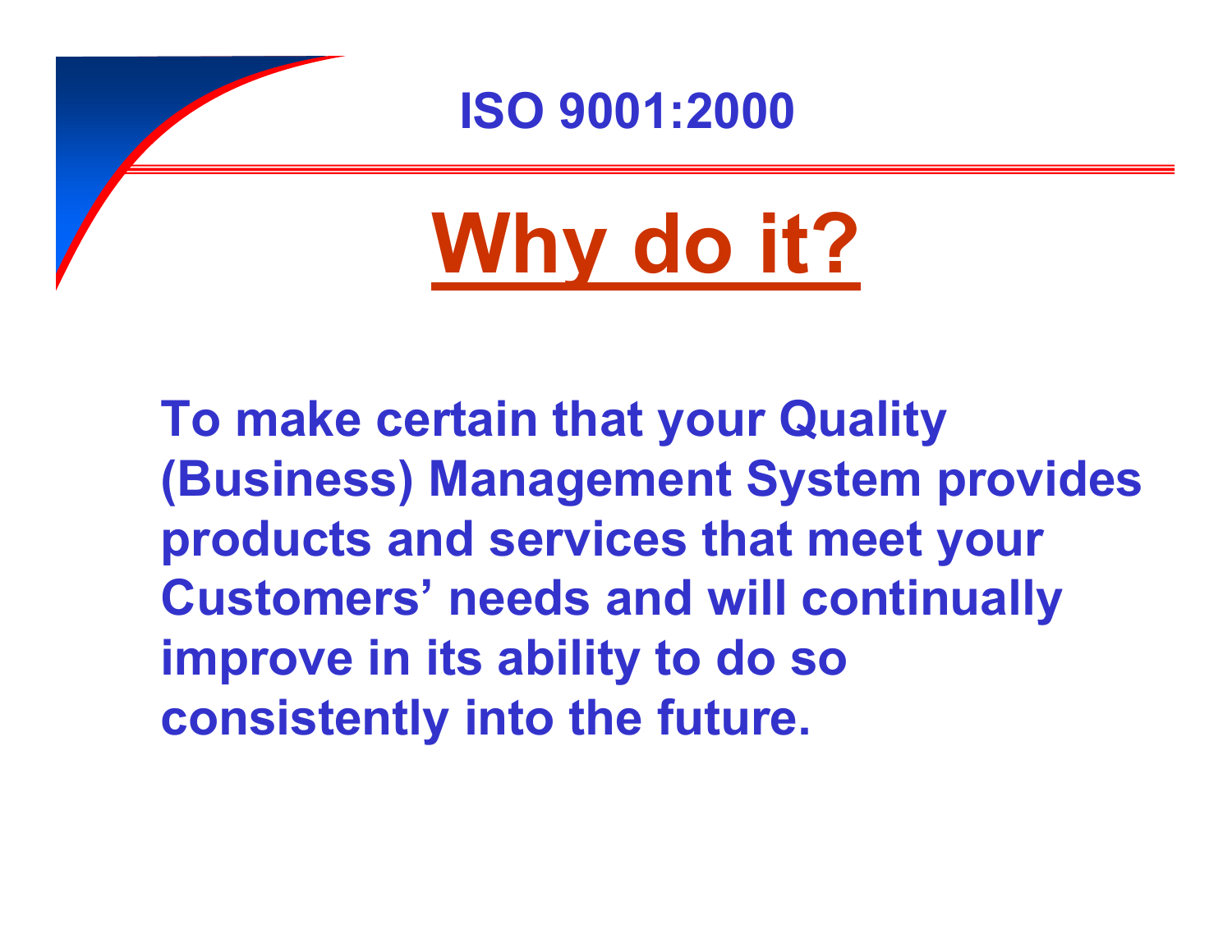## ISO 9001:2000

# Why do it?

**To make certain that your Quality (Business) Management System provides products and services that meet your Customers' needs and will continually improve in its ability to do so consistently into the future.**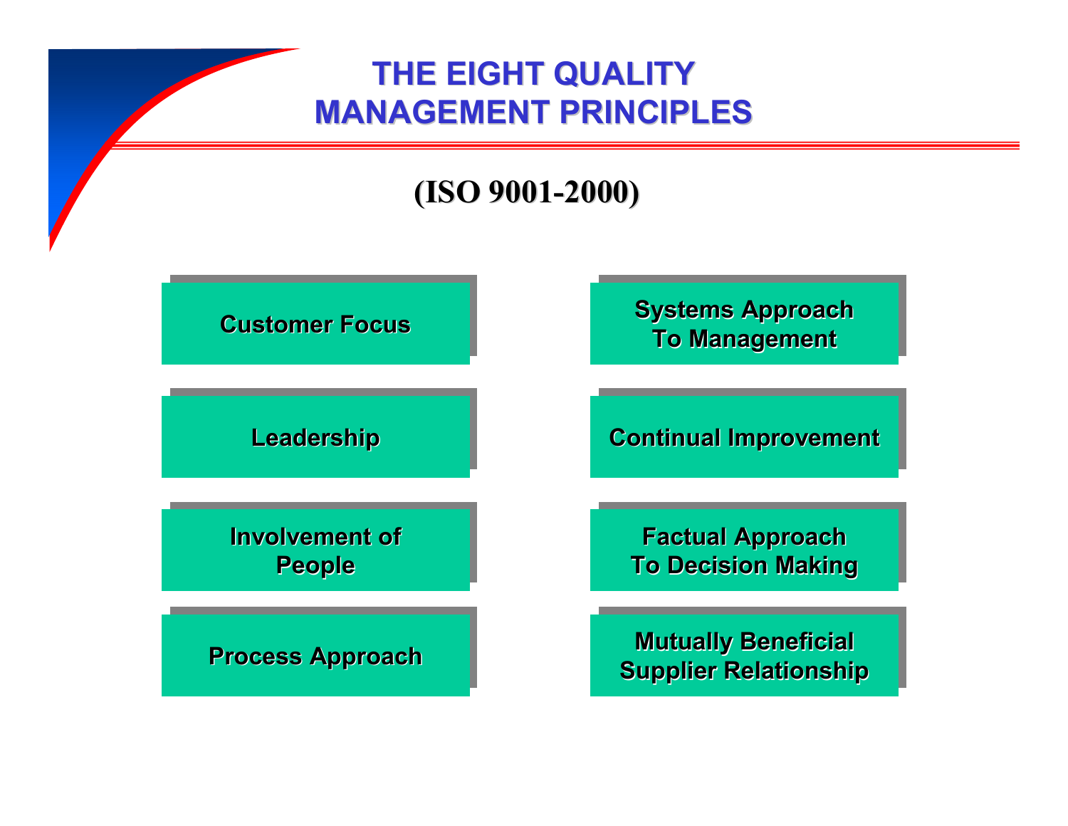# THE EIGHT QUALITY MANAGEMENT PRINCIPLES

**(ISO 9001-2000)**

- Customer Focus
- Leadership
- Involvement of People
- Process Approach
- Systems Approach To Management
- Continual Improvement
- Factual Approach To Decision Making
- Mutually Beneficial Supplier Relationship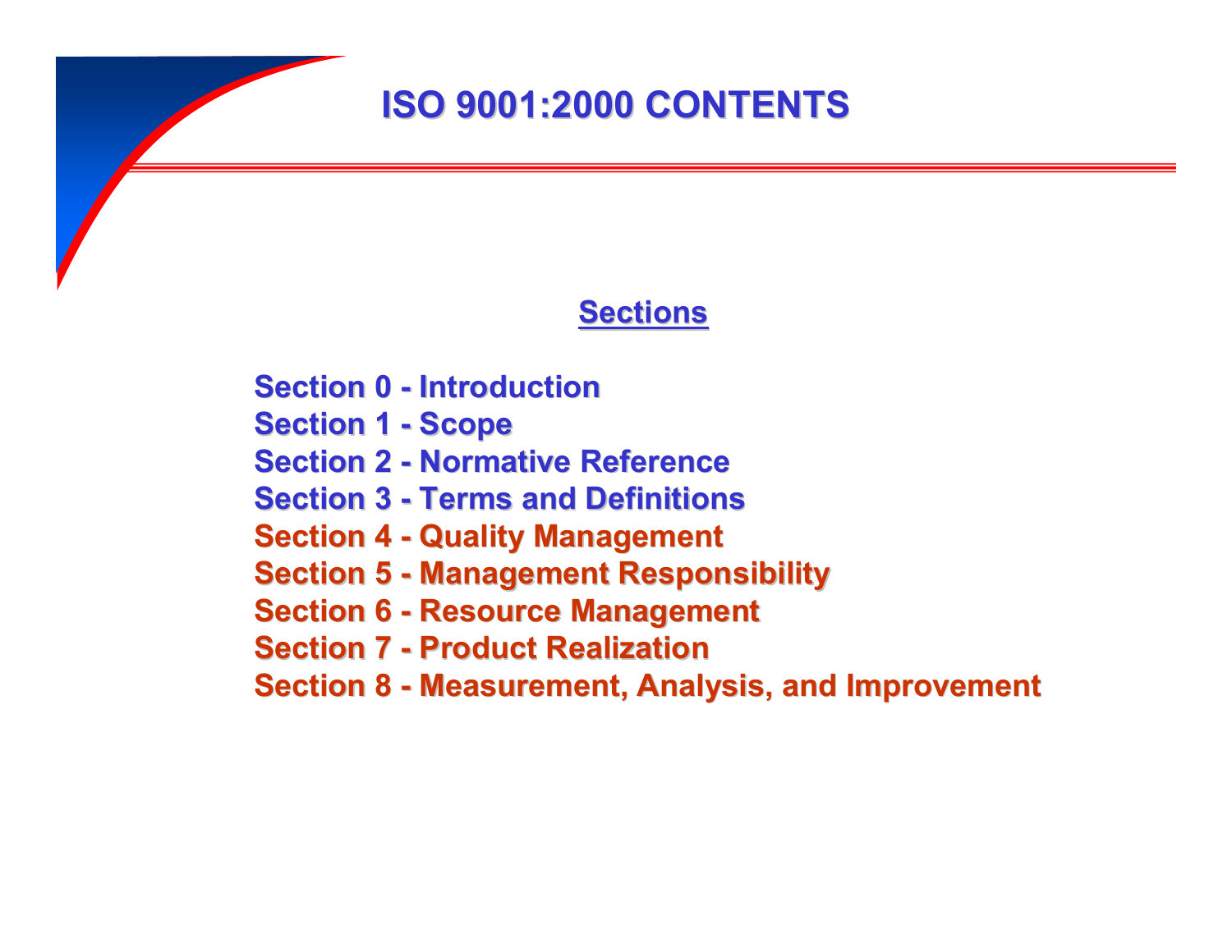# ISO 9001:2000 CONTENTS

## Sections

Section 0 - Introduction
Section 1 - Scope
Section 2 - Normative Reference
Section 3 - Terms and Definitions
Section 4 - Quality Management
Section 5 - Management Responsibility
Section 6 - Resource Management
Section 7 - Product Realization
Section 8 - Measurement, Analysis, and Improvement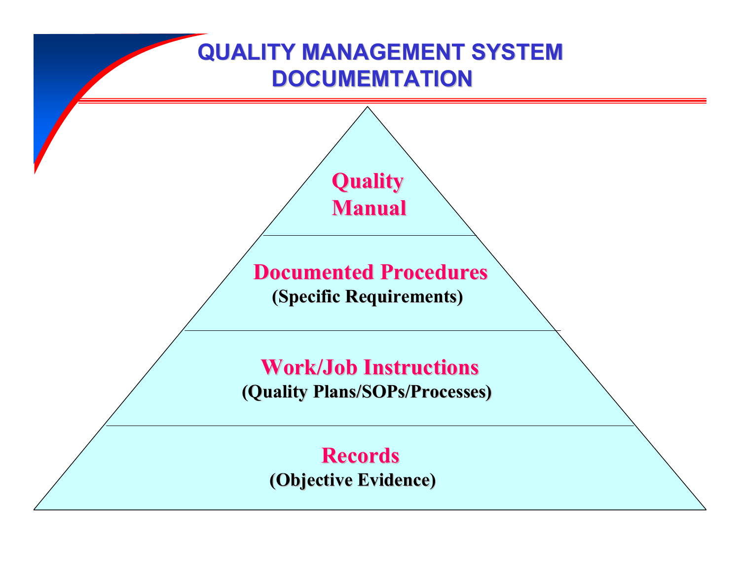# QUALITY MANAGEMENT SYSTEM DOCUMEMTATION

**Quality Manual**

**Documented Procedures**
**(Specific Requirements)**

**Work/Job Instructions**
**(Quality Plans/SOPs/Processes)**

**Records**
**(Objective Evidence)**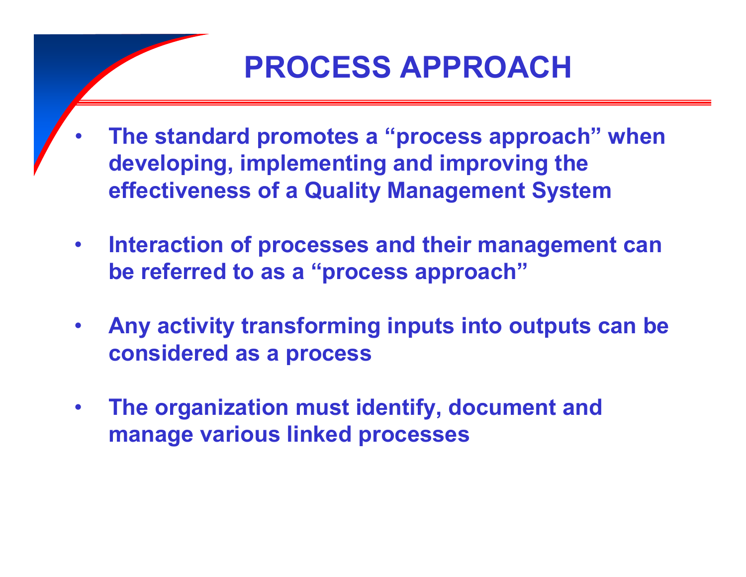# PROCESS APPROACH

- **The standard promotes a "process approach" when developing, implementing and improving the effectiveness of a Quality Management System**
- **Interaction of processes and their management can be referred to as a "process approach"**
- **Any activity transforming inputs into outputs can be considered as a process**
- **The organization must identify, document and manage various linked processes**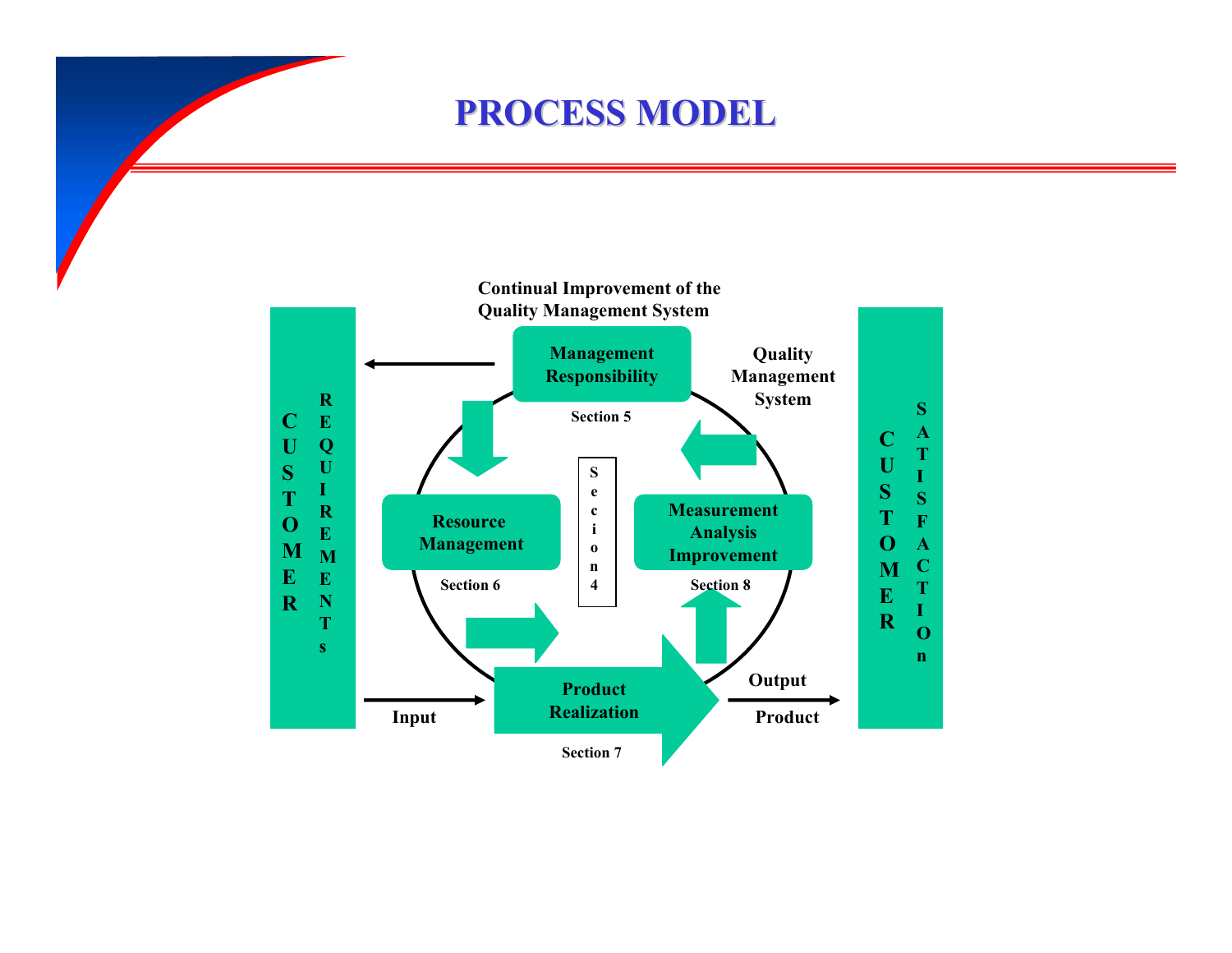# PROCESS MODEL

Continual Improvement of the Quality Management System

CUSTOMER REQUIREMENTs

Management Responsibility

Section 5

Quality Management System

Resource Management

Section 6

Secion 4

Measurement Analysis Improvement

Section 8

Input

Product Realization

Section 7

Output

Product

CUSTOMER SATISFACTIOn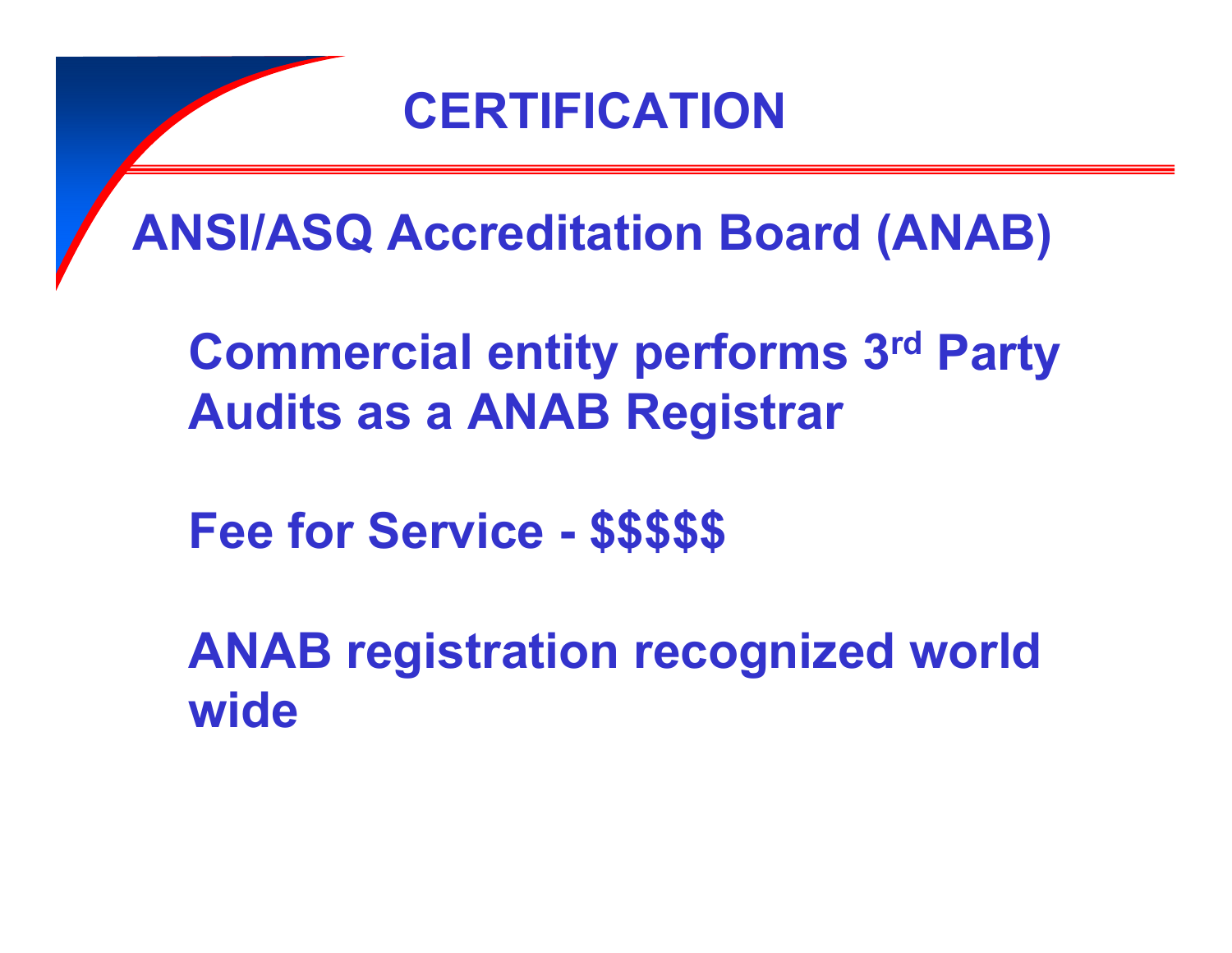# CERTIFICATION

## ANSI/ASQ Accreditation Board (ANAB)

Commercial entity performs 3rd Party Audits as a ANAB Registrar

Fee for Service - $$$$$

ANAB registration recognized world wide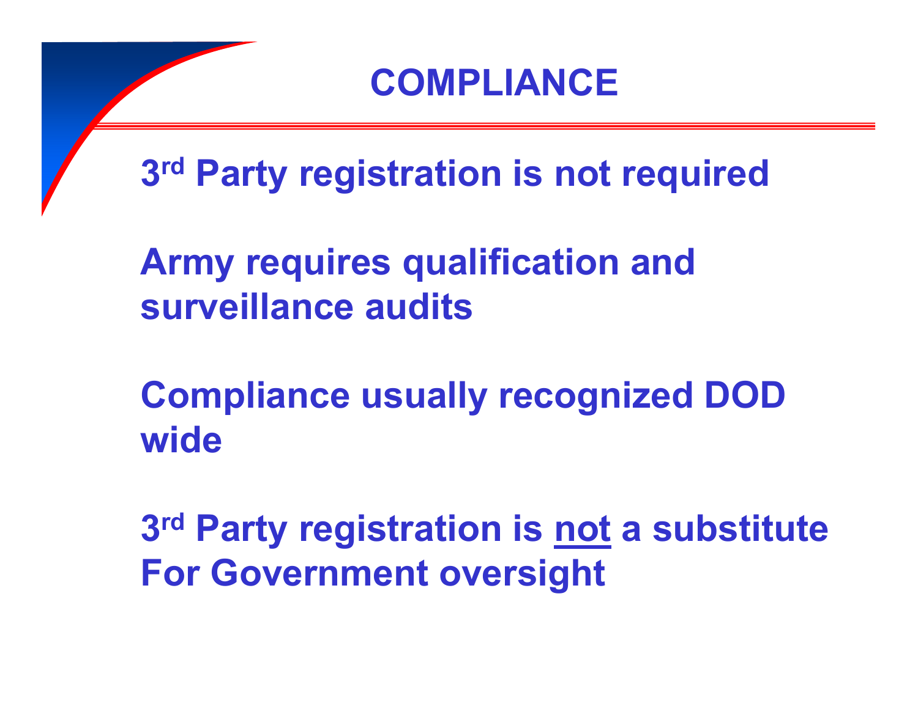# COMPLIANCE

3rd Party registration is not required

Army requires qualification and surveillance audits

Compliance usually recognized DOD wide

3rd Party registration is <u>not</u> a substitute For Government oversight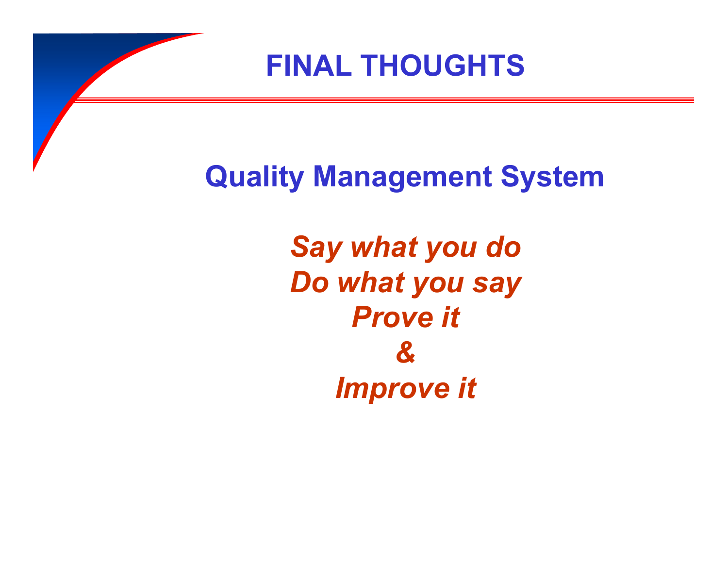# FINAL THOUGHTS

## Quality Management System

***Say what you do***
***Do what you say***
***Prove it***
***&***
***Improve it***